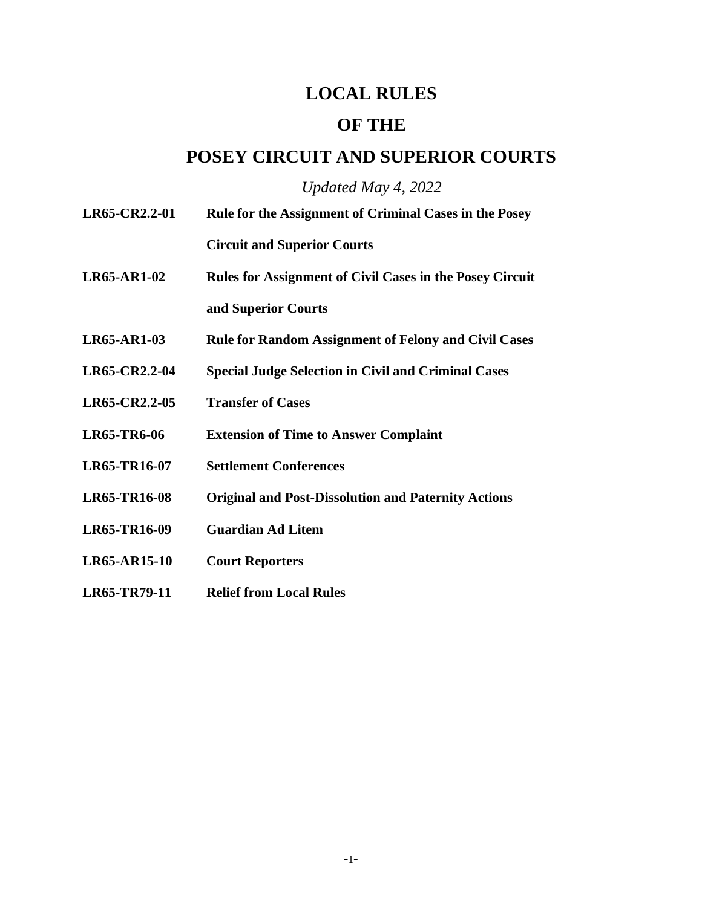# LOCAL RULES

# OF THE

# POSEY CIRCUIT AND SUPERIOR COURTS

*Updated May 4, 2022*

| | |
|---|---|
| **LR65-CR2.2-01** | **Rule for the Assignment of Criminal Cases in the Posey Circuit and Superior Courts** |
| **LR65-AR1-02** | **Rules for Assignment of Civil Cases in the Posey Circuit and Superior Courts** |
| **LR65-AR1-03** | **Rule for Random Assignment of Felony and Civil Cases** |
| **LR65-CR2.2-04** | **Special Judge Selection in Civil and Criminal Cases** |
| **LR65-CR2.2-05** | **Transfer of Cases** |
| **LR65-TR6-06** | **Extension of Time to Answer Complaint** |
| **LR65-TR16-07** | **Settlement Conferences** |
| **LR65-TR16-08** | **Original and Post-Dissolution and Paternity Actions** |
| **LR65-TR16-09** | **Guardian Ad Litem** |
| **LR65-AR15-10** | **Court Reporters** |
| **LR65-TR79-11** | **Relief from Local Rules** |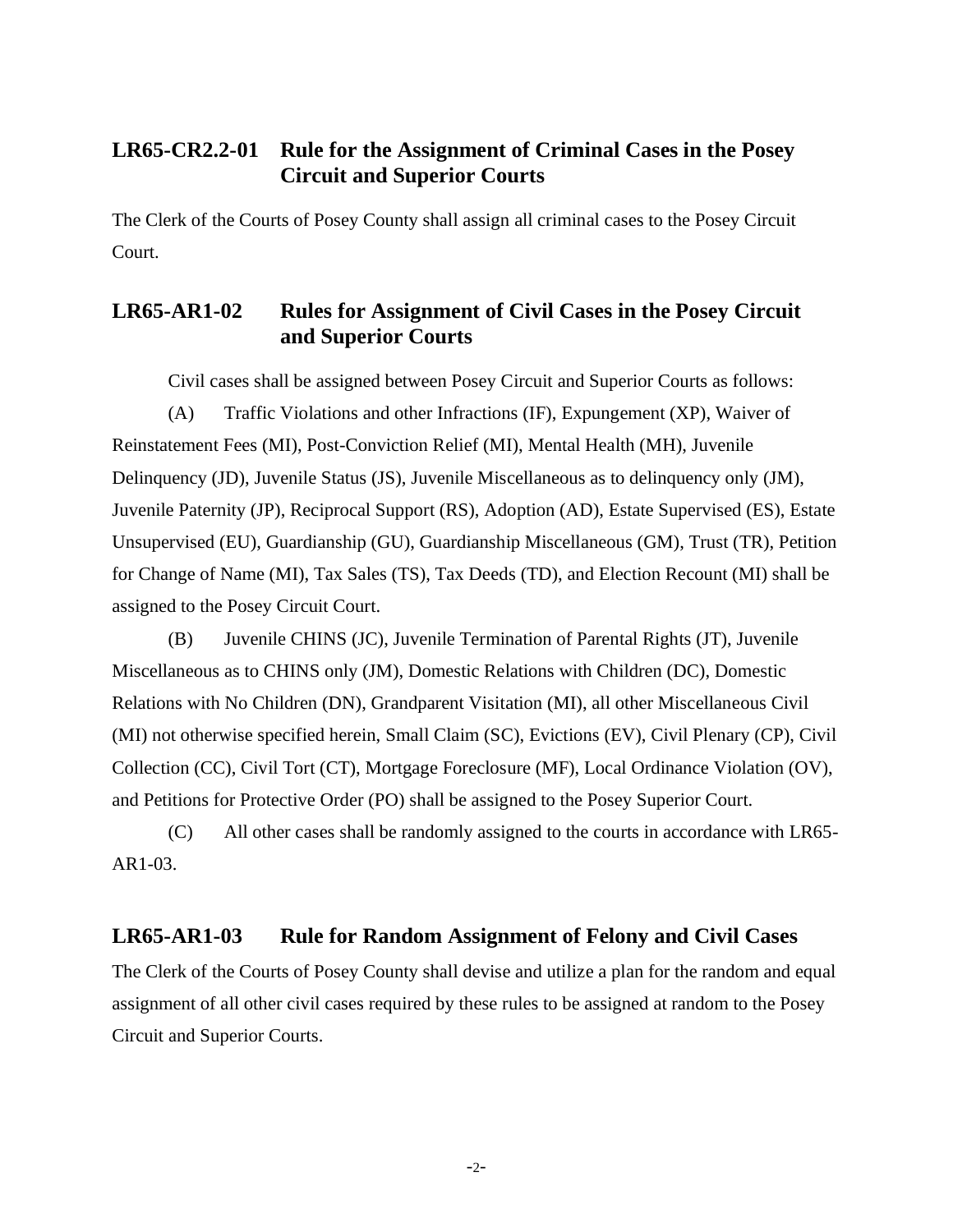## LR65-CR2.2-01 Rule for the Assignment of Criminal Cases in the Posey Circuit and Superior Courts

The Clerk of the Courts of Posey County shall assign all criminal cases to the Posey Circuit Court.

## LR65-AR1-02 Rules for Assignment of Civil Cases in the Posey Circuit and Superior Courts

Civil cases shall be assigned between Posey Circuit and Superior Courts as follows:

(A) Traffic Violations and other Infractions (IF), Expungement (XP), Waiver of Reinstatement Fees (MI), Post-Conviction Relief (MI), Mental Health (MH), Juvenile Delinquency (JD), Juvenile Status (JS), Juvenile Miscellaneous as to delinquency only (JM), Juvenile Paternity (JP), Reciprocal Support (RS), Adoption (AD), Estate Supervised (ES), Estate Unsupervised (EU), Guardianship (GU), Guardianship Miscellaneous (GM), Trust (TR), Petition for Change of Name (MI), Tax Sales (TS), Tax Deeds (TD), and Election Recount (MI) shall be assigned to the Posey Circuit Court.

(B) Juvenile CHINS (JC), Juvenile Termination of Parental Rights (JT), Juvenile Miscellaneous as to CHINS only (JM), Domestic Relations with Children (DC), Domestic Relations with No Children (DN), Grandparent Visitation (MI), all other Miscellaneous Civil (MI) not otherwise specified herein, Small Claim (SC), Evictions (EV), Civil Plenary (CP), Civil Collection (CC), Civil Tort (CT), Mortgage Foreclosure (MF), Local Ordinance Violation (OV), and Petitions for Protective Order (PO) shall be assigned to the Posey Superior Court.

(C) All other cases shall be randomly assigned to the courts in accordance with LR65-AR1-03.

## LR65-AR1-03 Rule for Random Assignment of Felony and Civil Cases

The Clerk of the Courts of Posey County shall devise and utilize a plan for the random and equal assignment of all other civil cases required by these rules to be assigned at random to the Posey Circuit and Superior Courts.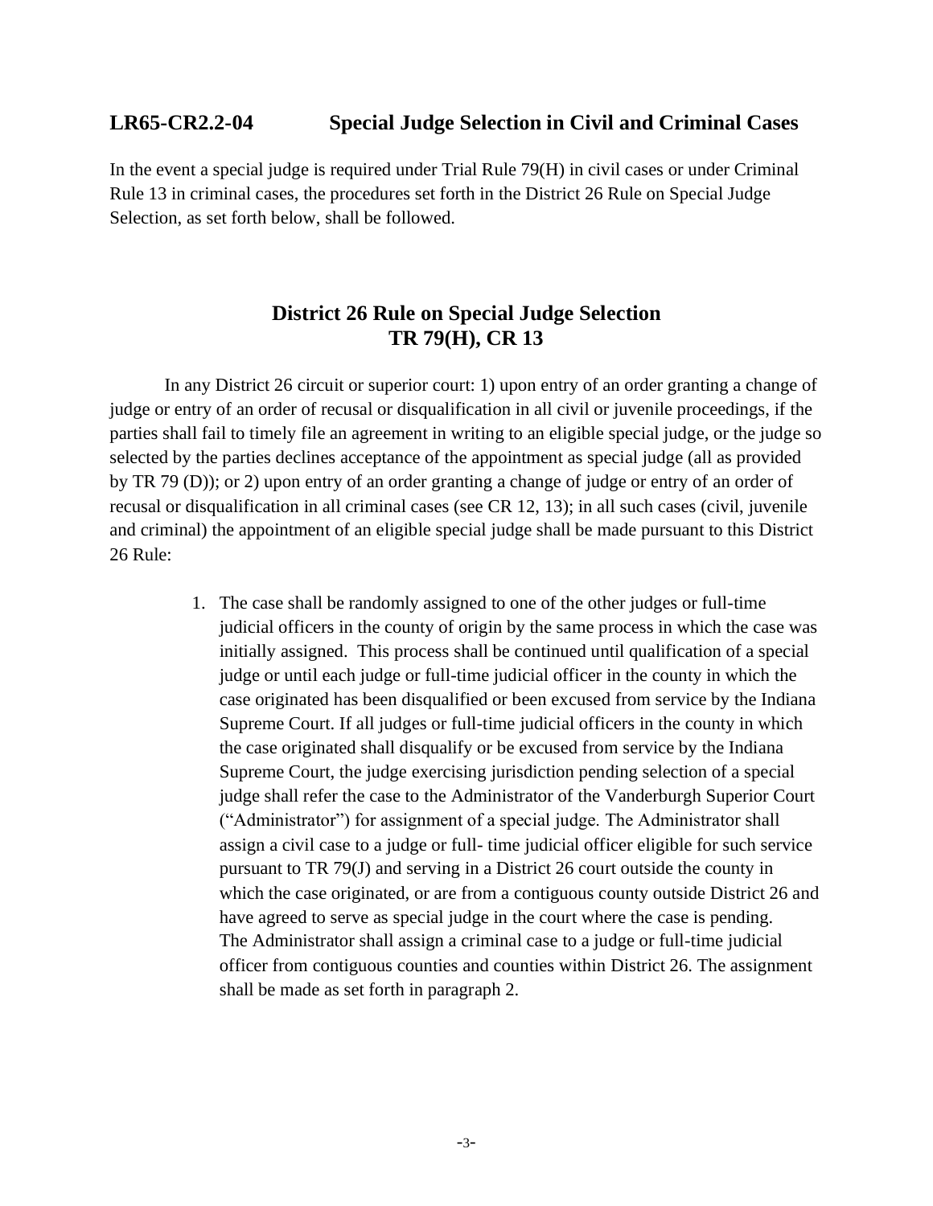## LR65-CR2.2-04 Special Judge Selection in Civil and Criminal Cases

In the event a special judge is required under Trial Rule 79(H) in civil cases or under Criminal Rule 13 in criminal cases, the procedures set forth in the District 26 Rule on Special Judge Selection, as set forth below, shall be followed.

## District 26 Rule on Special Judge Selection
## TR 79(H), CR 13

In any District 26 circuit or superior court: 1) upon entry of an order granting a change of judge or entry of an order of recusal or disqualification in all civil or juvenile proceedings, if the parties shall fail to timely file an agreement in writing to an eligible special judge, or the judge so selected by the parties declines acceptance of the appointment as special judge (all as provided by TR 79 (D)); or 2) upon entry of an order granting a change of judge or entry of an order of recusal or disqualification in all criminal cases (see CR 12, 13); in all such cases (civil, juvenile and criminal) the appointment of an eligible special judge shall be made pursuant to this District 26 Rule:

1. The case shall be randomly assigned to one of the other judges or full-time judicial officers in the county of origin by the same process in which the case was initially assigned. This process shall be continued until qualification of a special judge or until each judge or full-time judicial officer in the county in which the case originated has been disqualified or been excused from service by the Indiana Supreme Court. If all judges or full-time judicial officers in the county in which the case originated shall disqualify or be excused from service by the Indiana Supreme Court, the judge exercising jurisdiction pending selection of a special judge shall refer the case to the Administrator of the Vanderburgh Superior Court ("Administrator") for assignment of a special judge. The Administrator shall assign a civil case to a judge or full- time judicial officer eligible for such service pursuant to TR 79(J) and serving in a District 26 court outside the county in which the case originated, or are from a contiguous county outside District 26 and have agreed to serve as special judge in the court where the case is pending. The Administrator shall assign a criminal case to a judge or full-time judicial officer from contiguous counties and counties within District 26. The assignment shall be made as set forth in paragraph 2.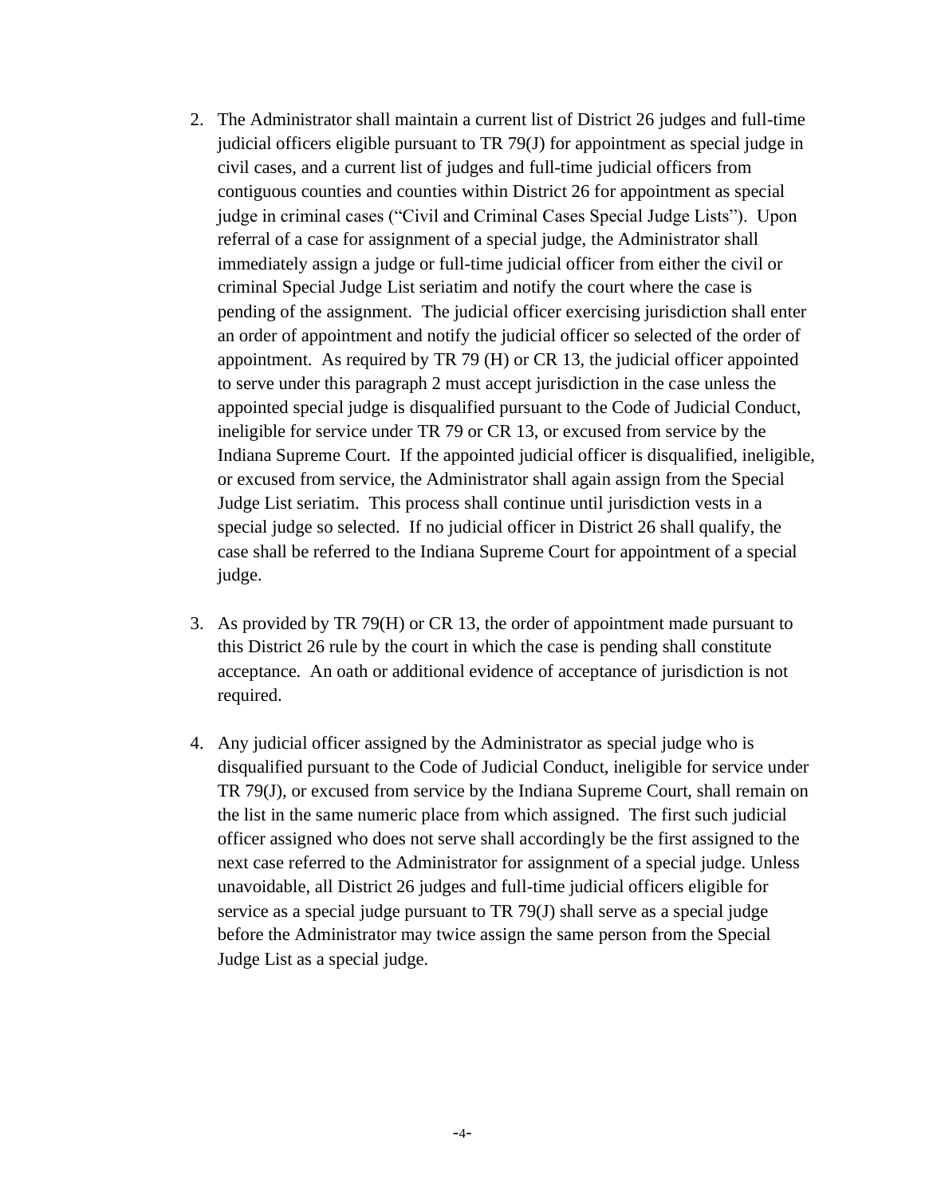2. The Administrator shall maintain a current list of District 26 judges and full-time judicial officers eligible pursuant to TR 79(J) for appointment as special judge in civil cases, and a current list of judges and full-time judicial officers from contiguous counties and counties within District 26 for appointment as special judge in criminal cases ("Civil and Criminal Cases Special Judge Lists"). Upon referral of a case for assignment of a special judge, the Administrator shall immediately assign a judge or full-time judicial officer from either the civil or criminal Special Judge List seriatim and notify the court where the case is pending of the assignment. The judicial officer exercising jurisdiction shall enter an order of appointment and notify the judicial officer so selected of the order of appointment. As required by TR 79 (H) or CR 13, the judicial officer appointed to serve under this paragraph 2 must accept jurisdiction in the case unless the appointed special judge is disqualified pursuant to the Code of Judicial Conduct, ineligible for service under TR 79 or CR 13, or excused from service by the Indiana Supreme Court. If the appointed judicial officer is disqualified, ineligible, or excused from service, the Administrator shall again assign from the Special Judge List seriatim. This process shall continue until jurisdiction vests in a special judge so selected. If no judicial officer in District 26 shall qualify, the case shall be referred to the Indiana Supreme Court for appointment of a special judge.

3. As provided by TR 79(H) or CR 13, the order of appointment made pursuant to this District 26 rule by the court in which the case is pending shall constitute acceptance. An oath or additional evidence of acceptance of jurisdiction is not required.

4. Any judicial officer assigned by the Administrator as special judge who is disqualified pursuant to the Code of Judicial Conduct, ineligible for service under TR 79(J), or excused from service by the Indiana Supreme Court, shall remain on the list in the same numeric place from which assigned. The first such judicial officer assigned who does not serve shall accordingly be the first assigned to the next case referred to the Administrator for assignment of a special judge. Unless unavoidable, all District 26 judges and full-time judicial officers eligible for service as a special judge pursuant to TR 79(J) shall serve as a special judge before the Administrator may twice assign the same person from the Special Judge List as a special judge.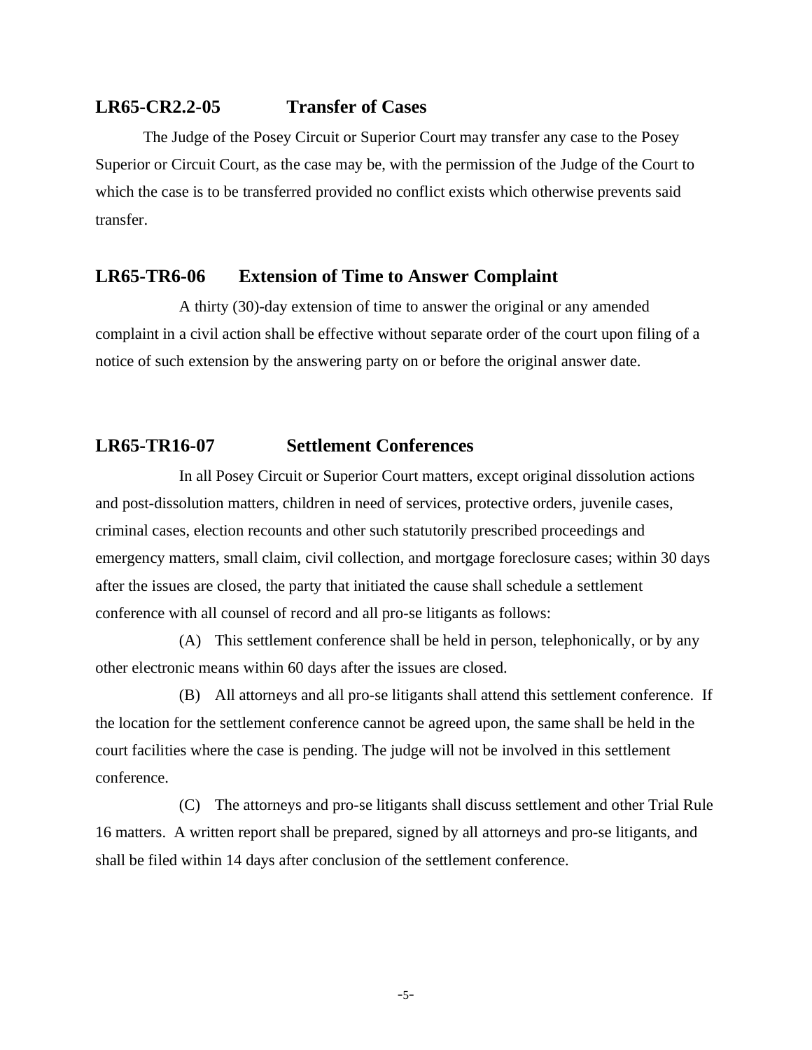## LR65-CR2.2-05 Transfer of Cases

The Judge of the Posey Circuit or Superior Court may transfer any case to the Posey Superior or Circuit Court, as the case may be, with the permission of the Judge of the Court to which the case is to be transferred provided no conflict exists which otherwise prevents said transfer.

## LR65-TR6-06 Extension of Time to Answer Complaint

A thirty (30)-day extension of time to answer the original or any amended complaint in a civil action shall be effective without separate order of the court upon filing of a notice of such extension by the answering party on or before the original answer date.

## LR65-TR16-07 Settlement Conferences

In all Posey Circuit or Superior Court matters, except original dissolution actions and post-dissolution matters, children in need of services, protective orders, juvenile cases, criminal cases, election recounts and other such statutorily prescribed proceedings and emergency matters, small claim, civil collection, and mortgage foreclosure cases; within 30 days after the issues are closed, the party that initiated the cause shall schedule a settlement conference with all counsel of record and all pro-se litigants as follows:

(A) This settlement conference shall be held in person, telephonically, or by any other electronic means within 60 days after the issues are closed.

(B) All attorneys and all pro-se litigants shall attend this settlement conference. If the location for the settlement conference cannot be agreed upon, the same shall be held in the court facilities where the case is pending. The judge will not be involved in this settlement conference.

(C) The attorneys and pro-se litigants shall discuss settlement and other Trial Rule 16 matters. A written report shall be prepared, signed by all attorneys and pro-se litigants, and shall be filed within 14 days after conclusion of the settlement conference.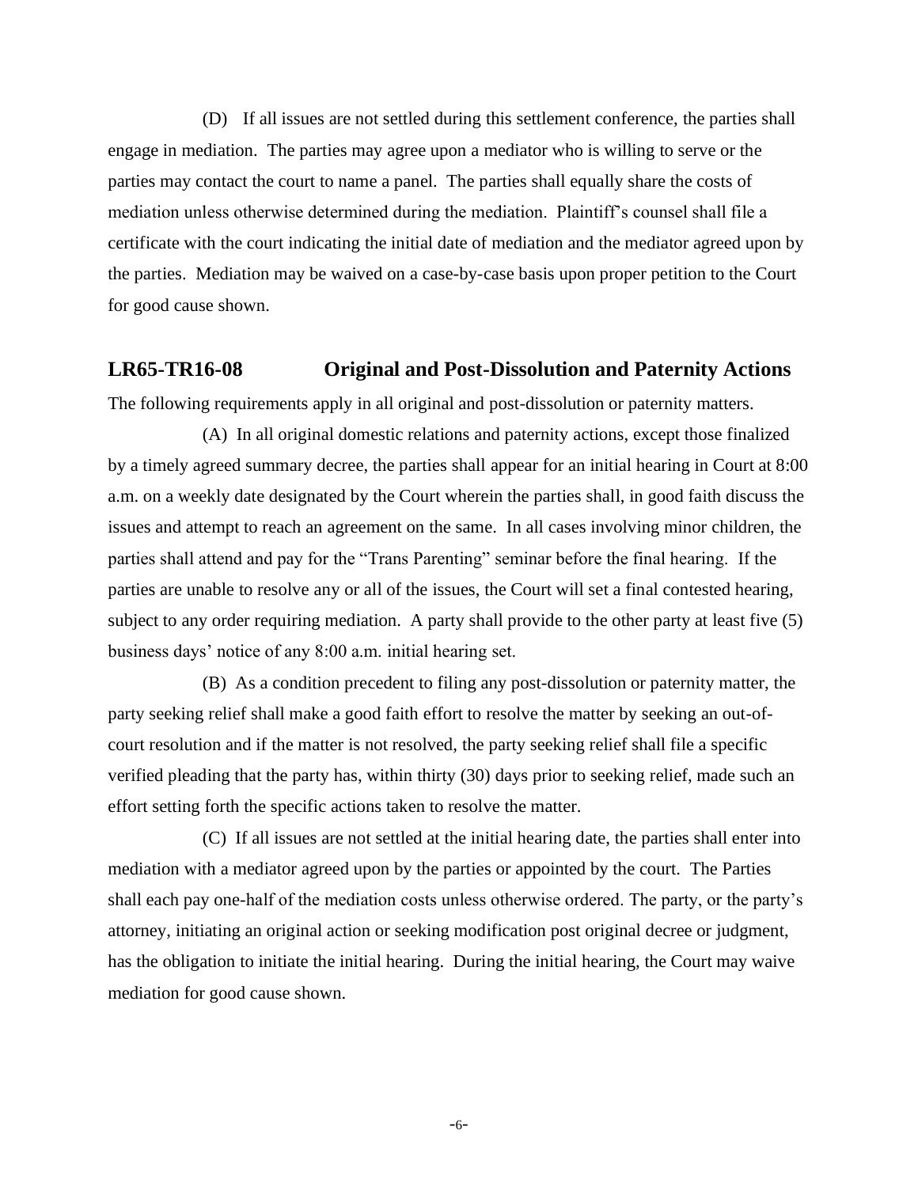(D) If all issues are not settled during this settlement conference, the parties shall engage in mediation. The parties may agree upon a mediator who is willing to serve or the parties may contact the court to name a panel. The parties shall equally share the costs of mediation unless otherwise determined during the mediation. Plaintiff's counsel shall file a certificate with the court indicating the initial date of mediation and the mediator agreed upon by the parties. Mediation may be waived on a case-by-case basis upon proper petition to the Court for good cause shown.

## LR65-TR16-08 Original and Post-Dissolution and Paternity Actions

The following requirements apply in all original and post-dissolution or paternity matters.

(A) In all original domestic relations and paternity actions, except those finalized by a timely agreed summary decree, the parties shall appear for an initial hearing in Court at 8:00 a.m. on a weekly date designated by the Court wherein the parties shall, in good faith discuss the issues and attempt to reach an agreement on the same. In all cases involving minor children, the parties shall attend and pay for the "Trans Parenting" seminar before the final hearing. If the parties are unable to resolve any or all of the issues, the Court will set a final contested hearing, subject to any order requiring mediation. A party shall provide to the other party at least five (5) business days' notice of any 8:00 a.m. initial hearing set.

(B) As a condition precedent to filing any post-dissolution or paternity matter, the party seeking relief shall make a good faith effort to resolve the matter by seeking an out-of-court resolution and if the matter is not resolved, the party seeking relief shall file a specific verified pleading that the party has, within thirty (30) days prior to seeking relief, made such an effort setting forth the specific actions taken to resolve the matter.

(C) If all issues are not settled at the initial hearing date, the parties shall enter into mediation with a mediator agreed upon by the parties or appointed by the court. The Parties shall each pay one-half of the mediation costs unless otherwise ordered. The party, or the party's attorney, initiating an original action or seeking modification post original decree or judgment, has the obligation to initiate the initial hearing. During the initial hearing, the Court may waive mediation for good cause shown.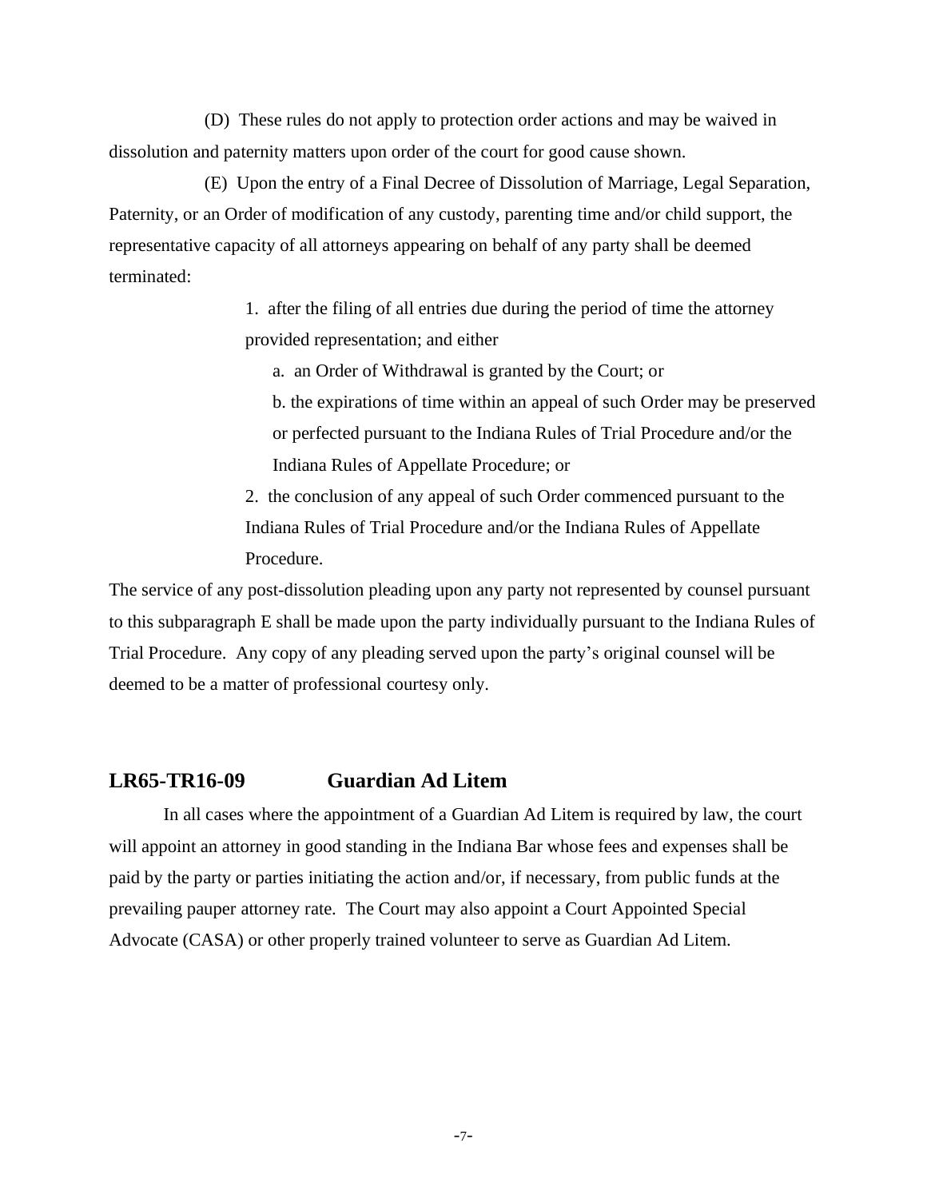(D) These rules do not apply to protection order actions and may be waived in dissolution and paternity matters upon order of the court for good cause shown.

(E) Upon the entry of a Final Decree of Dissolution of Marriage, Legal Separation, Paternity, or an Order of modification of any custody, parenting time and/or child support, the representative capacity of all attorneys appearing on behalf of any party shall be deemed terminated:

> 1. after the filing of all entries due during the period of time the attorney provided representation; and either
>
>     a. an Order of Withdrawal is granted by the Court; or
>
>     b. the expirations of time within an appeal of such Order may be preserved or perfected pursuant to the Indiana Rules of Trial Procedure and/or the Indiana Rules of Appellate Procedure; or
>
> 2. the conclusion of any appeal of such Order commenced pursuant to the Indiana Rules of Trial Procedure and/or the Indiana Rules of Appellate Procedure.

The service of any post-dissolution pleading upon any party not represented by counsel pursuant to this subparagraph E shall be made upon the party individually pursuant to the Indiana Rules of Trial Procedure. Any copy of any pleading served upon the party's original counsel will be deemed to be a matter of professional courtesy only.

## LR65-TR16-09 Guardian Ad Litem

In all cases where the appointment of a Guardian Ad Litem is required by law, the court will appoint an attorney in good standing in the Indiana Bar whose fees and expenses shall be paid by the party or parties initiating the action and/or, if necessary, from public funds at the prevailing pauper attorney rate. The Court may also appoint a Court Appointed Special Advocate (CASA) or other properly trained volunteer to serve as Guardian Ad Litem.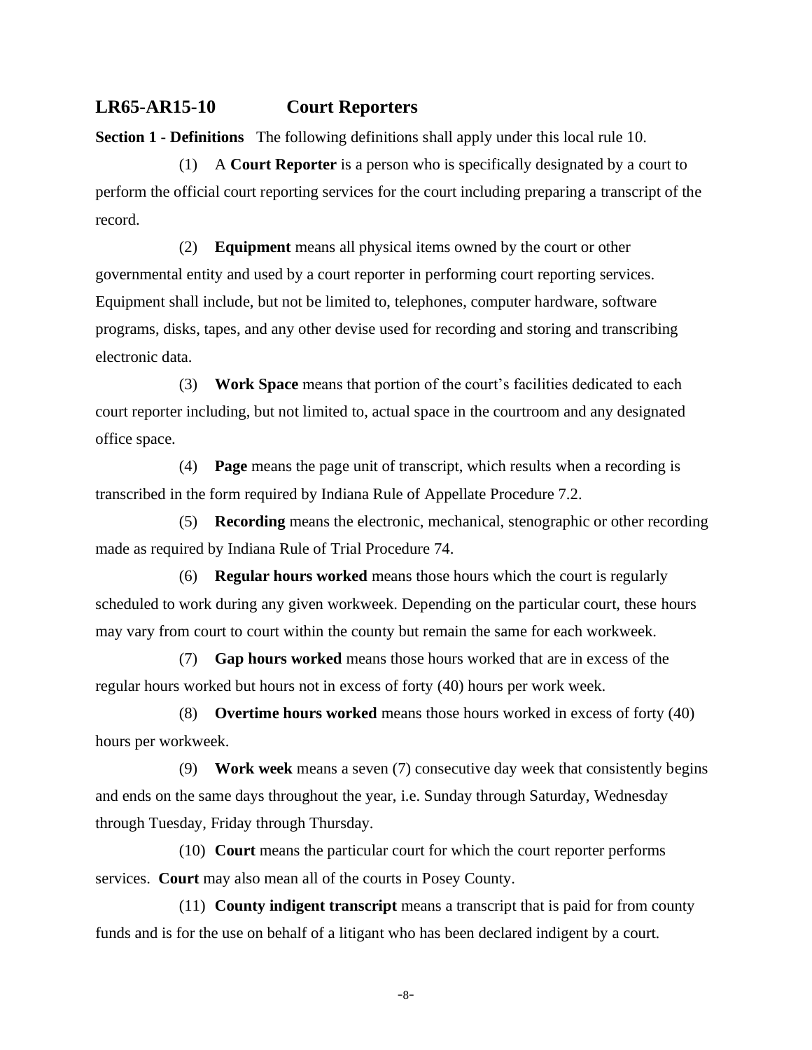## LR65-AR15-10 Court Reporters

**Section 1 - Definitions** The following definitions shall apply under this local rule 10.

(1) A **Court Reporter** is a person who is specifically designated by a court to perform the official court reporting services for the court including preparing a transcript of the record.

(2) **Equipment** means all physical items owned by the court or other governmental entity and used by a court reporter in performing court reporting services. Equipment shall include, but not be limited to, telephones, computer hardware, software programs, disks, tapes, and any other devise used for recording and storing and transcribing electronic data.

(3) **Work Space** means that portion of the court's facilities dedicated to each court reporter including, but not limited to, actual space in the courtroom and any designated office space.

(4) **Page** means the page unit of transcript, which results when a recording is transcribed in the form required by Indiana Rule of Appellate Procedure 7.2.

(5) **Recording** means the electronic, mechanical, stenographic or other recording made as required by Indiana Rule of Trial Procedure 74.

(6) **Regular hours worked** means those hours which the court is regularly scheduled to work during any given workweek. Depending on the particular court, these hours may vary from court to court within the county but remain the same for each workweek.

(7) **Gap hours worked** means those hours worked that are in excess of the regular hours worked but hours not in excess of forty (40) hours per work week.

(8) **Overtime hours worked** means those hours worked in excess of forty (40) hours per workweek.

(9) **Work week** means a seven (7) consecutive day week that consistently begins and ends on the same days throughout the year, i.e. Sunday through Saturday, Wednesday through Tuesday, Friday through Thursday.

(10) **Court** means the particular court for which the court reporter performs services. **Court** may also mean all of the courts in Posey County.

(11) **County indigent transcript** means a transcript that is paid for from county funds and is for the use on behalf of a litigant who has been declared indigent by a court.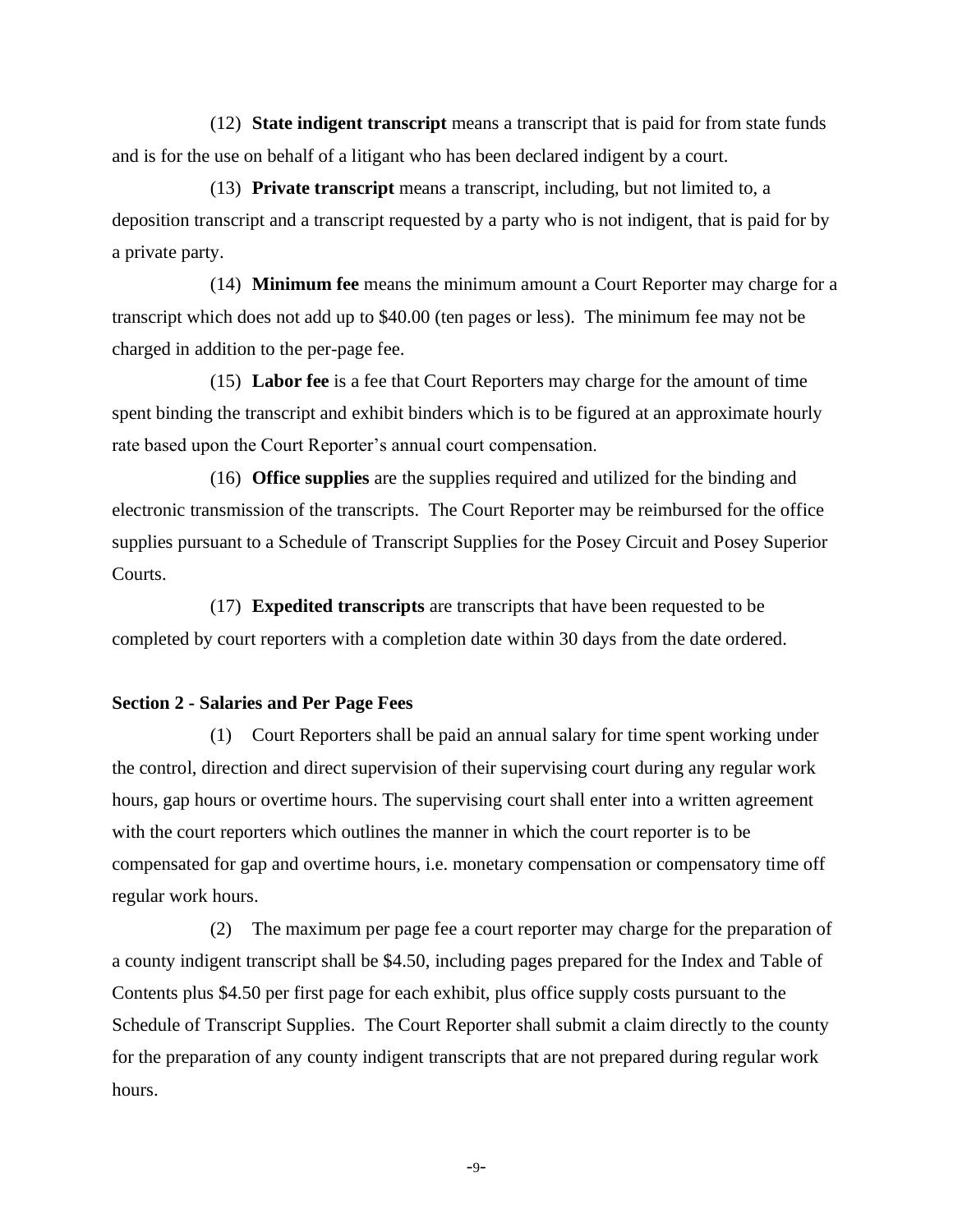(12) **State indigent transcript** means a transcript that is paid for from state funds and is for the use on behalf of a litigant who has been declared indigent by a court.

(13) **Private transcript** means a transcript, including, but not limited to, a deposition transcript and a transcript requested by a party who is not indigent, that is paid for by a private party.

(14) **Minimum fee** means the minimum amount a Court Reporter may charge for a transcript which does not add up to $40.00 (ten pages or less). The minimum fee may not be charged in addition to the per-page fee.

(15) **Labor fee** is a fee that Court Reporters may charge for the amount of time spent binding the transcript and exhibit binders which is to be figured at an approximate hourly rate based upon the Court Reporter's annual court compensation.

(16) **Office supplies** are the supplies required and utilized for the binding and electronic transmission of the transcripts. The Court Reporter may be reimbursed for the office supplies pursuant to a Schedule of Transcript Supplies for the Posey Circuit and Posey Superior Courts.

(17) **Expedited transcripts** are transcripts that have been requested to be completed by court reporters with a completion date within 30 days from the date ordered.

**Section 2 - Salaries and Per Page Fees**

(1) Court Reporters shall be paid an annual salary for time spent working under the control, direction and direct supervision of their supervising court during any regular work hours, gap hours or overtime hours. The supervising court shall enter into a written agreement with the court reporters which outlines the manner in which the court reporter is to be compensated for gap and overtime hours, i.e. monetary compensation or compensatory time off regular work hours.

(2) The maximum per page fee a court reporter may charge for the preparation of a county indigent transcript shall be $4.50, including pages prepared for the Index and Table of Contents plus $4.50 per first page for each exhibit, plus office supply costs pursuant to the Schedule of Transcript Supplies. The Court Reporter shall submit a claim directly to the county for the preparation of any county indigent transcripts that are not prepared during regular work hours.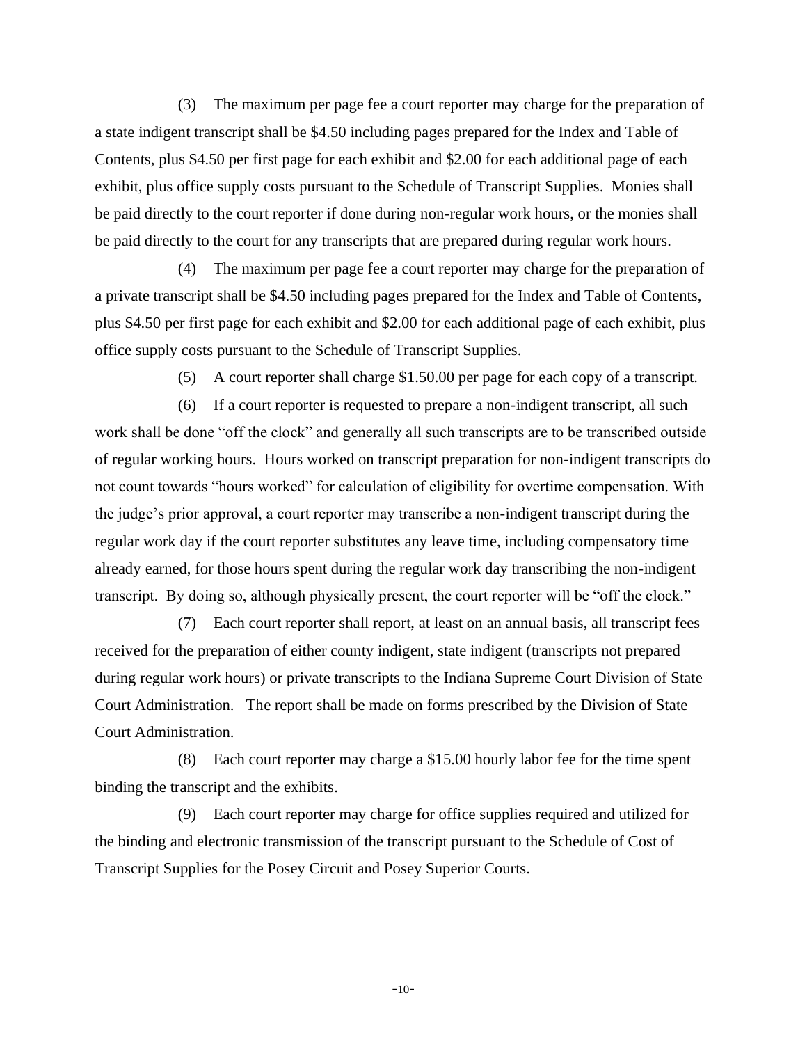(3) The maximum per page fee a court reporter may charge for the preparation of a state indigent transcript shall be $4.50 including pages prepared for the Index and Table of Contents, plus $4.50 per first page for each exhibit and $2.00 for each additional page of each exhibit, plus office supply costs pursuant to the Schedule of Transcript Supplies. Monies shall be paid directly to the court reporter if done during non-regular work hours, or the monies shall be paid directly to the court for any transcripts that are prepared during regular work hours.

(4) The maximum per page fee a court reporter may charge for the preparation of a private transcript shall be $4.50 including pages prepared for the Index and Table of Contents, plus $4.50 per first page for each exhibit and $2.00 for each additional page of each exhibit, plus office supply costs pursuant to the Schedule of Transcript Supplies.

(5) A court reporter shall charge $1.50.00 per page for each copy of a transcript.

(6) If a court reporter is requested to prepare a non-indigent transcript, all such work shall be done "off the clock" and generally all such transcripts are to be transcribed outside of regular working hours. Hours worked on transcript preparation for non-indigent transcripts do not count towards "hours worked" for calculation of eligibility for overtime compensation. With the judge's prior approval, a court reporter may transcribe a non-indigent transcript during the regular work day if the court reporter substitutes any leave time, including compensatory time already earned, for those hours spent during the regular work day transcribing the non-indigent transcript. By doing so, although physically present, the court reporter will be "off the clock."

(7) Each court reporter shall report, at least on an annual basis, all transcript fees received for the preparation of either county indigent, state indigent (transcripts not prepared during regular work hours) or private transcripts to the Indiana Supreme Court Division of State Court Administration. The report shall be made on forms prescribed by the Division of State Court Administration.

(8) Each court reporter may charge a $15.00 hourly labor fee for the time spent binding the transcript and the exhibits.

(9) Each court reporter may charge for office supplies required and utilized for the binding and electronic transmission of the transcript pursuant to the Schedule of Cost of Transcript Supplies for the Posey Circuit and Posey Superior Courts.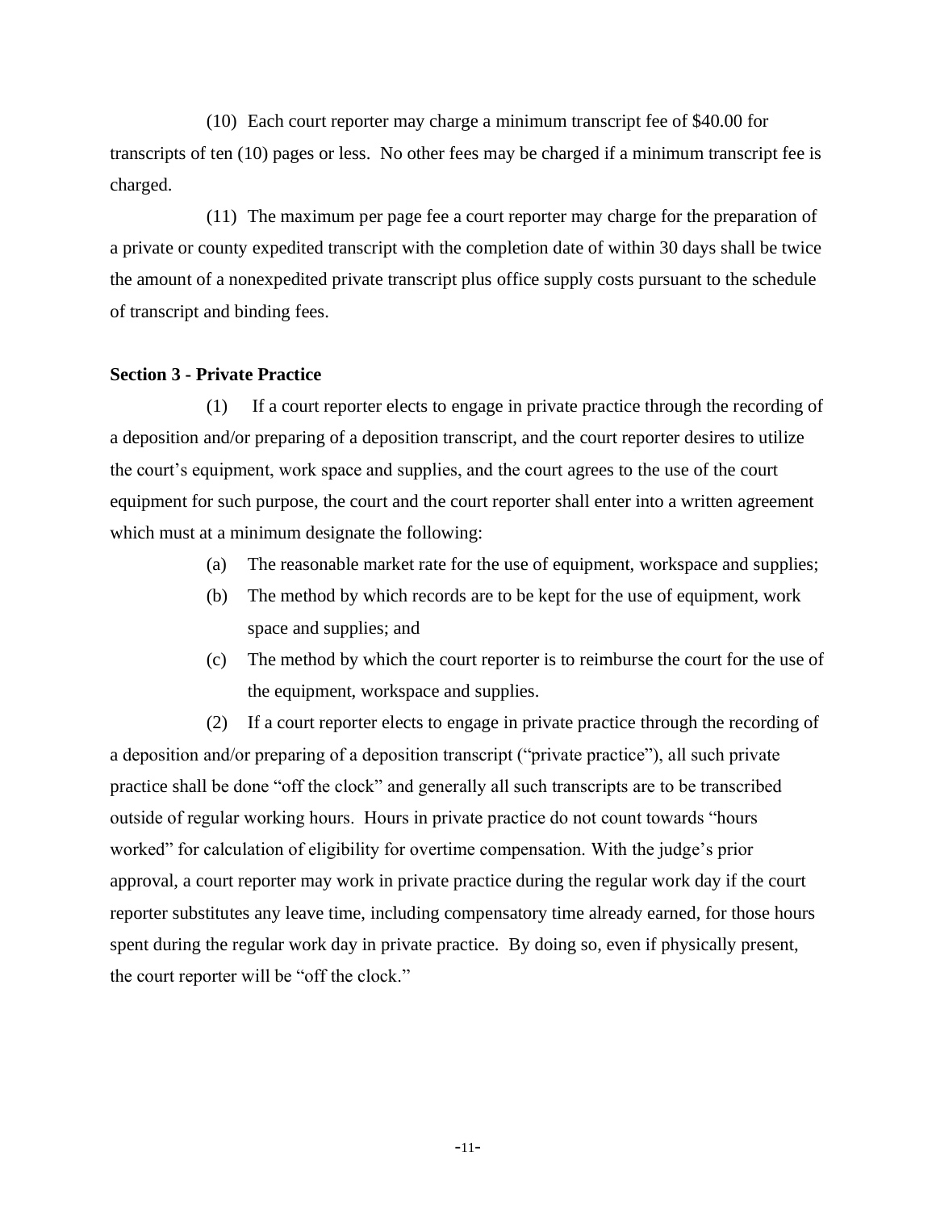(10) Each court reporter may charge a minimum transcript fee of $40.00 for transcripts of ten (10) pages or less. No other fees may be charged if a minimum transcript fee is charged.

(11) The maximum per page fee a court reporter may charge for the preparation of a private or county expedited transcript with the completion date of within 30 days shall be twice the amount of a nonexpedited private transcript plus office supply costs pursuant to the schedule of transcript and binding fees.

**Section 3 - Private Practice**

(1) If a court reporter elects to engage in private practice through the recording of a deposition and/or preparing of a deposition transcript, and the court reporter desires to utilize the court's equipment, work space and supplies, and the court agrees to the use of the court equipment for such purpose, the court and the court reporter shall enter into a written agreement which must at a minimum designate the following:

(a) The reasonable market rate for the use of equipment, workspace and supplies;

(b) The method by which records are to be kept for the use of equipment, work space and supplies; and

(c) The method by which the court reporter is to reimburse the court for the use of the equipment, workspace and supplies.

(2) If a court reporter elects to engage in private practice through the recording of a deposition and/or preparing of a deposition transcript ("private practice"), all such private practice shall be done "off the clock" and generally all such transcripts are to be transcribed outside of regular working hours. Hours in private practice do not count towards "hours worked" for calculation of eligibility for overtime compensation. With the judge's prior approval, a court reporter may work in private practice during the regular work day if the court reporter substitutes any leave time, including compensatory time already earned, for those hours spent during the regular work day in private practice. By doing so, even if physically present, the court reporter will be "off the clock."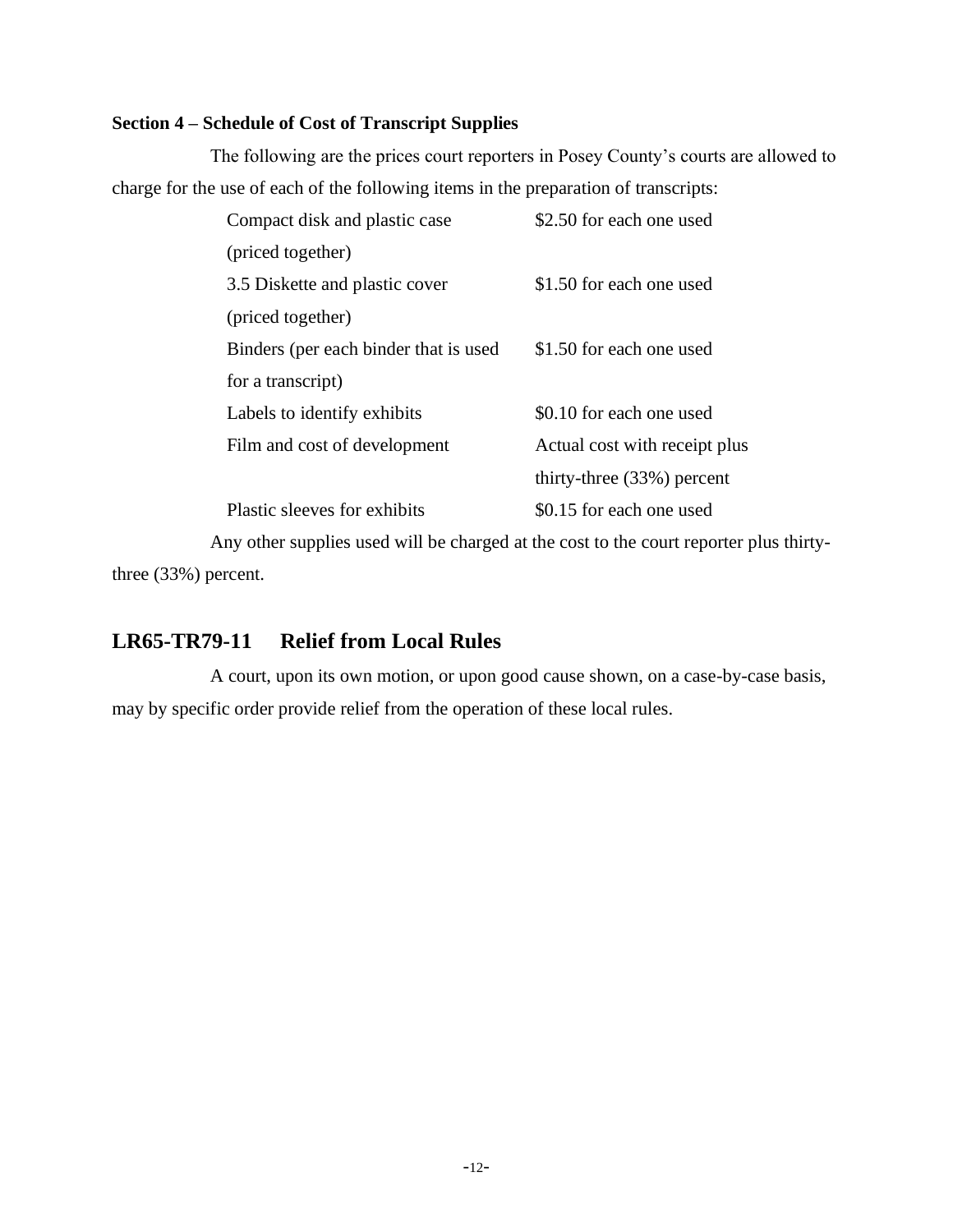**Section 4 – Schedule of Cost of Transcript Supplies**

The following are the prices court reporters in Posey County's courts are allowed to charge for the use of each of the following items in the preparation of transcripts:

| | |
|---|---|
| Compact disk and plastic case (priced together) | \$2.50 for each one used |
| 3.5 Diskette and plastic cover (priced together) | \$1.50 for each one used |
| Binders (per each binder that is used for a transcript) | \$1.50 for each one used |
| Labels to identify exhibits | \$0.10 for each one used |
| Film and cost of development | Actual cost with receipt plus thirty-three (33%) percent |
| Plastic sleeves for exhibits | \$0.15 for each one used |

Any other supplies used will be charged at the cost to the court reporter plus thirty-three (33%) percent.

## LR65-TR79-11 Relief from Local Rules

A court, upon its own motion, or upon good cause shown, on a case-by-case basis, may by specific order provide relief from the operation of these local rules.